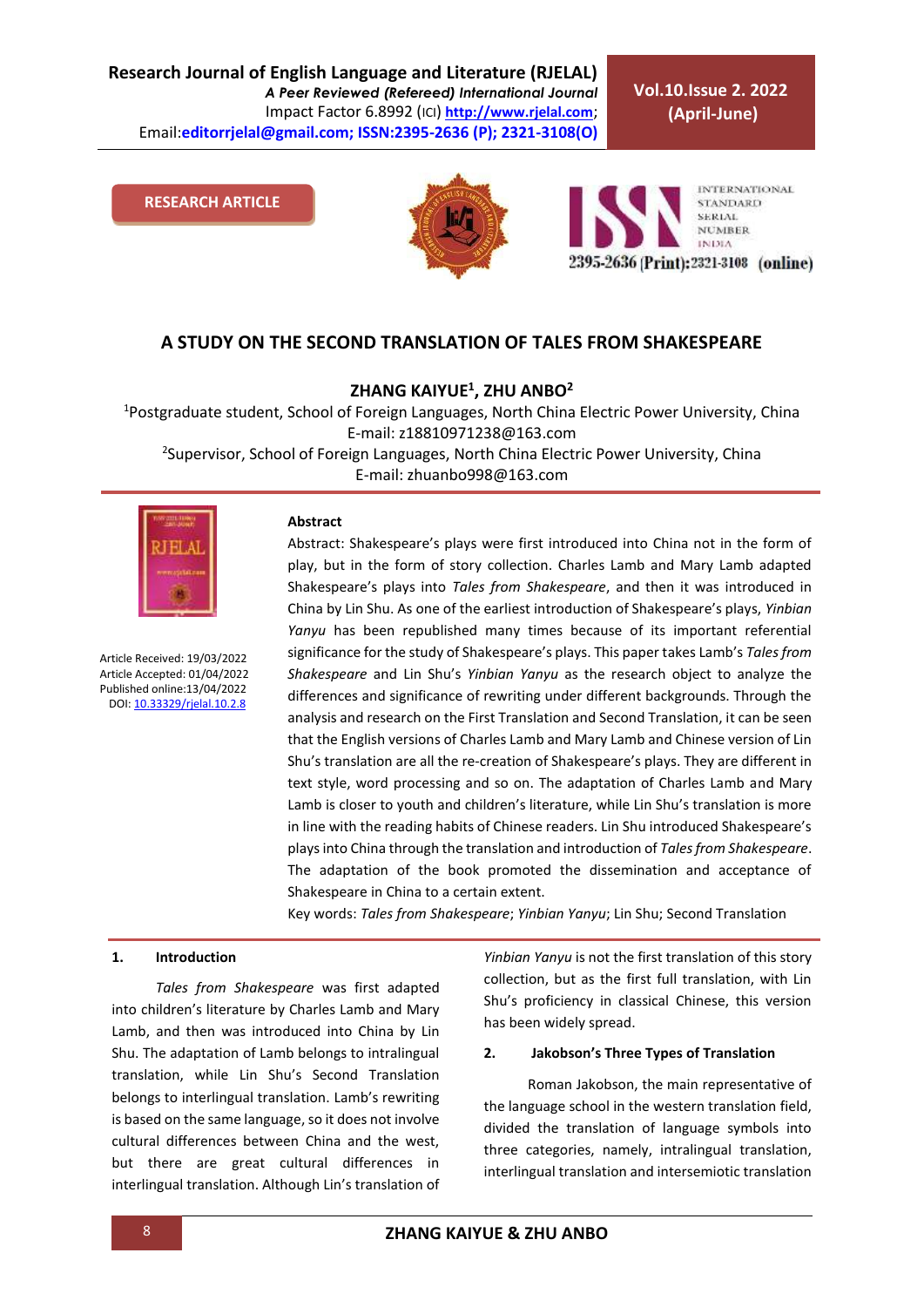Research Journal of English Language and Literature (RJELAL)
*A Peer Reviewed (Refereed) International Journal*
Impact Factor 6.8992 (ICI) http://www.rjelal.com;
Email:editorrjelal@gmail.com; ISSN:2395-2636 (P); 2321-3108(O)

Vol.10.Issue 2. 2022 (April-June)

RESEARCH ARTICLE

# A STUDY ON THE SECOND TRANSLATION OF TALES FROM SHAKESPEARE

**ZHANG KAIYUE[1], ZHU ANBO[2]**

[1]Postgraduate student, School of Foreign Languages, North China Electric Power University, China
E-mail: z18810971238@163.com

[2]Supervisor, School of Foreign Languages, North China Electric Power University, China
E-mail: zhuanbo998@163.com

Article Received: 19/03/2022
Article Accepted: 01/04/2022
Published online:13/04/2022
DOI: 10.33329/rjelal.10.2.8

**Abstract**

Abstract: Shakespeare's plays were first introduced into China not in the form of play, but in the form of story collection. Charles Lamb and Mary Lamb adapted Shakespeare's plays into *Tales from Shakespeare*, and then it was introduced in China by Lin Shu. As one of the earliest introduction of Shakespeare's plays, *Yinbian Yanyu* has been republished many times because of its important referential significance for the study of Shakespeare's plays. This paper takes Lamb's *Tales from Shakespeare* and Lin Shu's *Yinbian Yanyu* as the research object to analyze the differences and significance of rewriting under different backgrounds. Through the analysis and research on the First Translation and Second Translation, it can be seen that the English versions of Charles Lamb and Mary Lamb and Chinese version of Lin Shu's translation are all the re-creation of Shakespeare's plays. They are different in text style, word processing and so on. The adaptation of Charles Lamb and Mary Lamb is closer to youth and children's literature, while Lin Shu's translation is more in line with the reading habits of Chinese readers. Lin Shu introduced Shakespeare's plays into China through the translation and introduction of *Tales from Shakespeare*. The adaptation of the book promoted the dissemination and acceptance of Shakespeare in China to a certain extent.

Key words: *Tales from Shakespeare*; *Yinbian Yanyu*; Lin Shu; Second Translation

## 1. Introduction

*Tales from Shakespeare* was first adapted into children's literature by Charles Lamb and Mary Lamb, and then was introduced into China by Lin Shu. The adaptation of Lamb belongs to intralingual translation, while Lin Shu's Second Translation belongs to interlingual translation. Lamb's rewriting is based on the same language, so it does not involve cultural differences between China and the west, but there are great cultural differences in interlingual translation. Although Lin's translation of *Yinbian Yanyu* is not the first translation of this story collection, but as the first full translation, with Lin Shu's proficiency in classical Chinese, this version has been widely spread.

## 2. Jakobson's Three Types of Translation

Roman Jakobson, the main representative of the language school in the western translation field, divided the translation of language symbols into three categories, namely, intralingual translation, interlingual translation and intersemiotic translation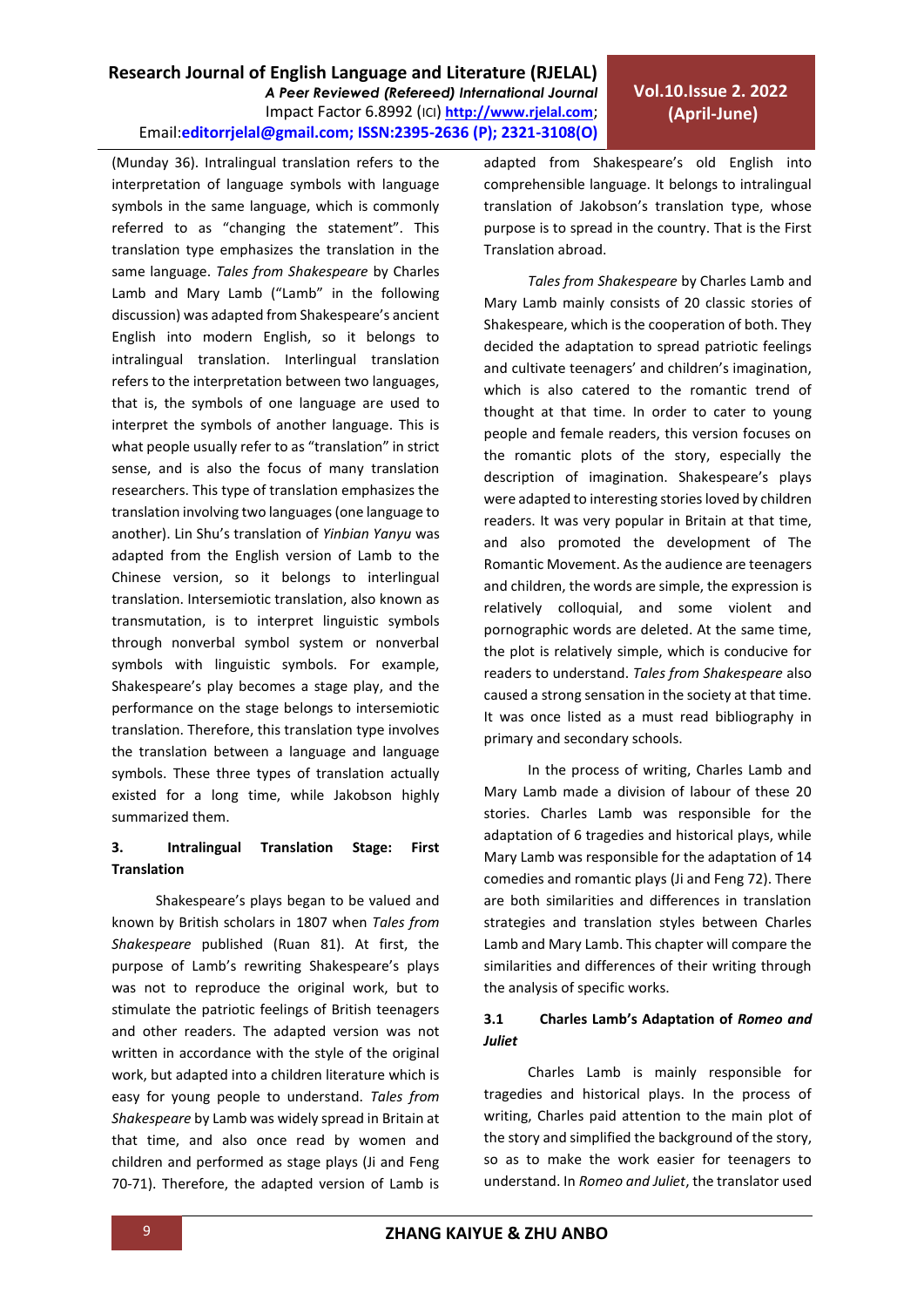(Munday 36). Intralingual translation refers to the interpretation of language symbols with language symbols in the same language, which is commonly referred to as "changing the statement". This translation type emphasizes the translation in the same language. *Tales from Shakespeare* by Charles Lamb and Mary Lamb ("Lamb" in the following discussion) was adapted from Shakespeare's ancient English into modern English, so it belongs to intralingual translation. Interlingual translation refers to the interpretation between two languages, that is, the symbols of one language are used to interpret the symbols of another language. This is what people usually refer to as "translation" in strict sense, and is also the focus of many translation researchers. This type of translation emphasizes the translation involving two languages (one language to another). Lin Shu's translation of *Yinbian Yanyu* was adapted from the English version of Lamb to the Chinese version, so it belongs to interlingual translation. Intersemiotic translation, also known as transmutation, is to interpret linguistic symbols through nonverbal symbol system or nonverbal symbols with linguistic symbols. For example, Shakespeare's play becomes a stage play, and the performance on the stage belongs to intersemiotic translation. Therefore, this translation type involves the translation between a language and language symbols. These three types of translation actually existed for a long time, while Jakobson highly summarized them.

## 3. Intralingual Translation Stage: First Translation

Shakespeare's plays began to be valued and known by British scholars in 1807 when *Tales from Shakespeare* published (Ruan 81). At first, the purpose of Lamb's rewriting Shakespeare's plays was not to reproduce the original work, but to stimulate the patriotic feelings of British teenagers and other readers. The adapted version was not written in accordance with the style of the original work, but adapted into a children literature which is easy for young people to understand. *Tales from Shakespeare* by Lamb was widely spread in Britain at that time, and also once read by women and children and performed as stage plays (Ji and Feng 70-71). Therefore, the adapted version of Lamb is adapted from Shakespeare's old English into comprehensible language. It belongs to intralingual translation of Jakobson's translation type, whose purpose is to spread in the country. That is the First Translation abroad.

*Tales from Shakespeare* by Charles Lamb and Mary Lamb mainly consists of 20 classic stories of Shakespeare, which is the cooperation of both. They decided the adaptation to spread patriotic feelings and cultivate teenagers' and children's imagination, which is also catered to the romantic trend of thought at that time. In order to cater to young people and female readers, this version focuses on the romantic plots of the story, especially the description of imagination. Shakespeare's plays were adapted to interesting stories loved by children readers. It was very popular in Britain at that time, and also promoted the development of The Romantic Movement. As the audience are teenagers and children, the words are simple, the expression is relatively colloquial, and some violent and pornographic words are deleted. At the same time, the plot is relatively simple, which is conducive for readers to understand. *Tales from Shakespeare* also caused a strong sensation in the society at that time. It was once listed as a must read bibliography in primary and secondary schools.

In the process of writing, Charles Lamb and Mary Lamb made a division of labour of these 20 stories. Charles Lamb was responsible for the adaptation of 6 tragedies and historical plays, while Mary Lamb was responsible for the adaptation of 14 comedies and romantic plays (Ji and Feng 72). There are both similarities and differences in translation strategies and translation styles between Charles Lamb and Mary Lamb. This chapter will compare the similarities and differences of their writing through the analysis of specific works.

### 3.1 Charles Lamb's Adaptation of *Romeo and Juliet*

Charles Lamb is mainly responsible for tragedies and historical plays. In the process of writing, Charles paid attention to the main plot of the story and simplified the background of the story, so as to make the work easier for teenagers to understand. In *Romeo and Juliet*, the translator used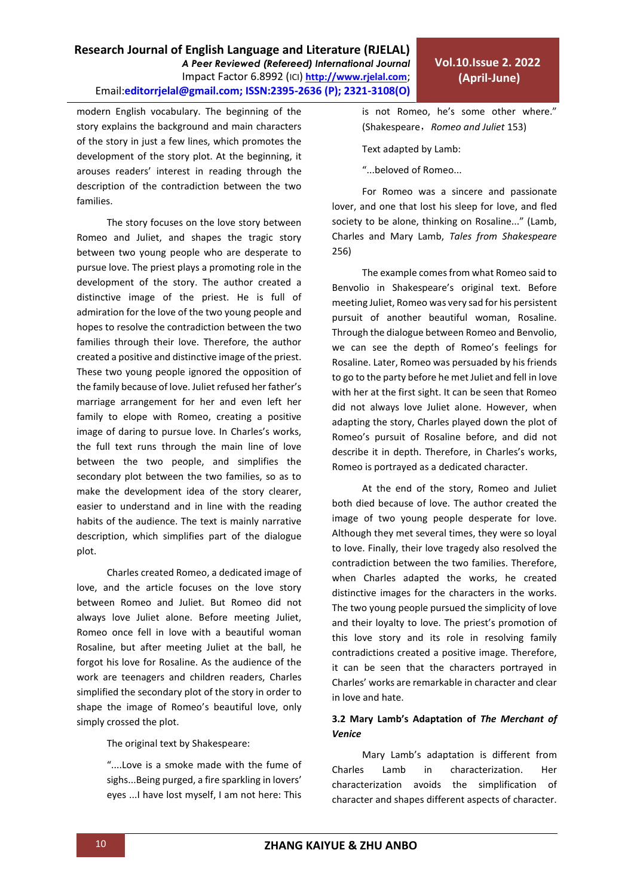modern English vocabulary. The beginning of the story explains the background and main characters of the story in just a few lines, which promotes the development of the story plot. At the beginning, it arouses readers' interest in reading through the description of the contradiction between the two families.

The story focuses on the love story between Romeo and Juliet, and shapes the tragic story between two young people who are desperate to pursue love. The priest plays a promoting role in the development of the story. The author created a distinctive image of the priest. He is full of admiration for the love of the two young people and hopes to resolve the contradiction between the two families through their love. Therefore, the author created a positive and distinctive image of the priest. These two young people ignored the opposition of the family because of love. Juliet refused her father's marriage arrangement for her and even left her family to elope with Romeo, creating a positive image of daring to pursue love. In Charles's works, the full text runs through the main line of love between the two people, and simplifies the secondary plot between the two families, so as to make the development idea of the story clearer, easier to understand and in line with the reading habits of the audience. The text is mainly narrative description, which simplifies part of the dialogue plot.

Charles created Romeo, a dedicated image of love, and the article focuses on the love story between Romeo and Juliet. But Romeo did not always love Juliet alone. Before meeting Juliet, Romeo once fell in love with a beautiful woman Rosaline, but after meeting Juliet at the ball, he forgot his love for Rosaline. As the audience of the work are teenagers and children readers, Charles simplified the secondary plot of the story in order to shape the image of Romeo's beautiful love, only simply crossed the plot.

The original text by Shakespeare:

"....Love is a smoke made with the fume of sighs...Being purged, a fire sparkling in lovers' eyes ...I have lost myself, I am not here: This is not Romeo, he's some other where." (Shakespeare，*Romeo and Juliet* 153)

Text adapted by Lamb:

"...beloved of Romeo...

For Romeo was a sincere and passionate lover, and one that lost his sleep for love, and fled society to be alone, thinking on Rosaline..." (Lamb, Charles and Mary Lamb, *Tales from Shakespeare* 256)

The example comes from what Romeo said to Benvolio in Shakespeare's original text. Before meeting Juliet, Romeo was very sad for his persistent pursuit of another beautiful woman, Rosaline. Through the dialogue between Romeo and Benvolio, we can see the depth of Romeo's feelings for Rosaline. Later, Romeo was persuaded by his friends to go to the party before he met Juliet and fell in love with her at the first sight. It can be seen that Romeo did not always love Juliet alone. However, when adapting the story, Charles played down the plot of Romeo's pursuit of Rosaline before, and did not describe it in depth. Therefore, in Charles's works, Romeo is portrayed as a dedicated character.

At the end of the story, Romeo and Juliet both died because of love. The author created the image of two young people desperate for love. Although they met several times, they were so loyal to love. Finally, their love tragedy also resolved the contradiction between the two families. Therefore, when Charles adapted the works, he created distinctive images for the characters in the works. The two young people pursued the simplicity of love and their loyalty to love. The priest's promotion of this love story and its role in resolving family contradictions created a positive image. Therefore, it can be seen that the characters portrayed in Charles' works are remarkable in character and clear in love and hate.

### 3.2 Mary Lamb's Adaptation of *The Merchant of Venice*

Mary Lamb's adaptation is different from Charles Lamb in characterization. Her characterization avoids the simplification of character and shapes different aspects of character.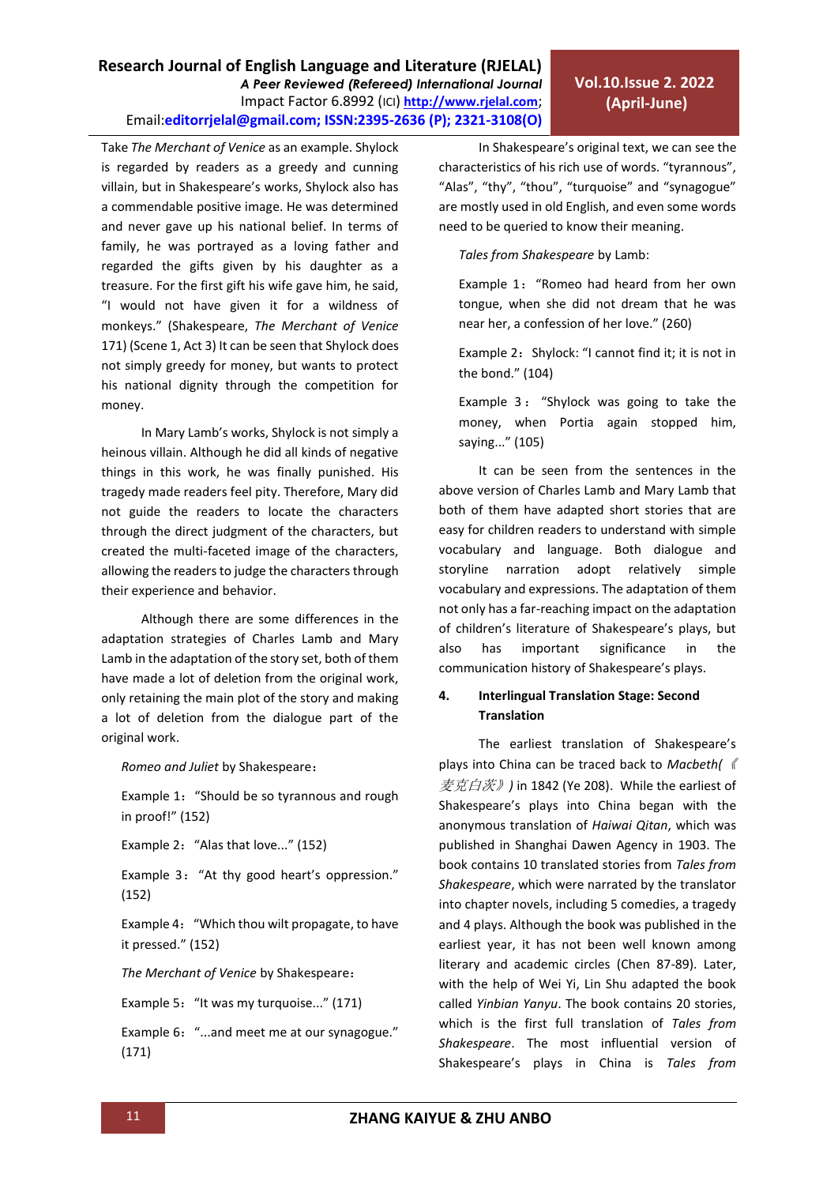Take *The Merchant of Venice* as an example. Shylock is regarded by readers as a greedy and cunning villain, but in Shakespeare's works, Shylock also has a commendable positive image. He was determined and never gave up his national belief. In terms of family, he was portrayed as a loving father and regarded the gifts given by his daughter as a treasure. For the first gift his wife gave him, he said, "I would not have given it for a wildness of monkeys." (Shakespeare, *The Merchant of Venice* 171) (Scene 1, Act 3) It can be seen that Shylock does not simply greedy for money, but wants to protect his national dignity through the competition for money.

In Mary Lamb's works, Shylock is not simply a heinous villain. Although he did all kinds of negative things in this work, he was finally punished. His tragedy made readers feel pity. Therefore, Mary did not guide the readers to locate the characters through the direct judgment of the characters, but created the multi-faceted image of the characters, allowing the readers to judge the characters through their experience and behavior.

Although there are some differences in the adaptation strategies of Charles Lamb and Mary Lamb in the adaptation of the story set, both of them have made a lot of deletion from the original work, only retaining the main plot of the story and making a lot of deletion from the dialogue part of the original work.

*Romeo and Juliet* by Shakespeare：

Example 1："Should be so tyrannous and rough in proof!" (152)

Example 2："Alas that love..." (152)

Example 3："At thy good heart's oppression." (152)

Example 4："Which thou wilt propagate, to have it pressed." (152)

*The Merchant of Venice* by Shakespeare：

Example 5："It was my turquoise..." (171)

Example 6："...and meet me at our synagogue." (171)

In Shakespeare's original text, we can see the characteristics of his rich use of words. "tyrannous", "Alas", "thy", "thou", "turquoise" and "synagogue" are mostly used in old English, and even some words need to be queried to know their meaning.

*Tales from Shakespeare* by Lamb:

Example 1："Romeo had heard from her own tongue, when she did not dream that he was near her, a confession of her love." (260)

Example 2：Shylock: "I cannot find it; it is not in the bond." (104)

Example 3："Shylock was going to take the money, when Portia again stopped him, saying..." (105)

It can be seen from the sentences in the above version of Charles Lamb and Mary Lamb that both of them have adapted short stories that are easy for children readers to understand with simple vocabulary and language. Both dialogue and storyline narration adopt relatively simple vocabulary and expressions. The adaptation of them not only has a far-reaching impact on the adaptation of children's literature of Shakespeare's plays, but also has important significance in the communication history of Shakespeare's plays.

## 4. Interlingual Translation Stage: Second Translation

The earliest translation of Shakespeare's plays into China can be traced back to *Macbeth(《麦克白茨》)* in 1842 (Ye 208). While the earliest of Shakespeare's plays into China began with the anonymous translation of *Haiwai Qitan*, which was published in Shanghai Dawen Agency in 1903. The book contains 10 translated stories from *Tales from Shakespeare*, which were narrated by the translator into chapter novels, including 5 comedies, a tragedy and 4 plays. Although the book was published in the earliest year, it has not been well known among literary and academic circles (Chen 87-89). Later, with the help of Wei Yi, Lin Shu adapted the book called *Yinbian Yanyu*. The book contains 20 stories, which is the first full translation of *Tales from Shakespeare*. The most influential version of Shakespeare's plays in China is *Tales from*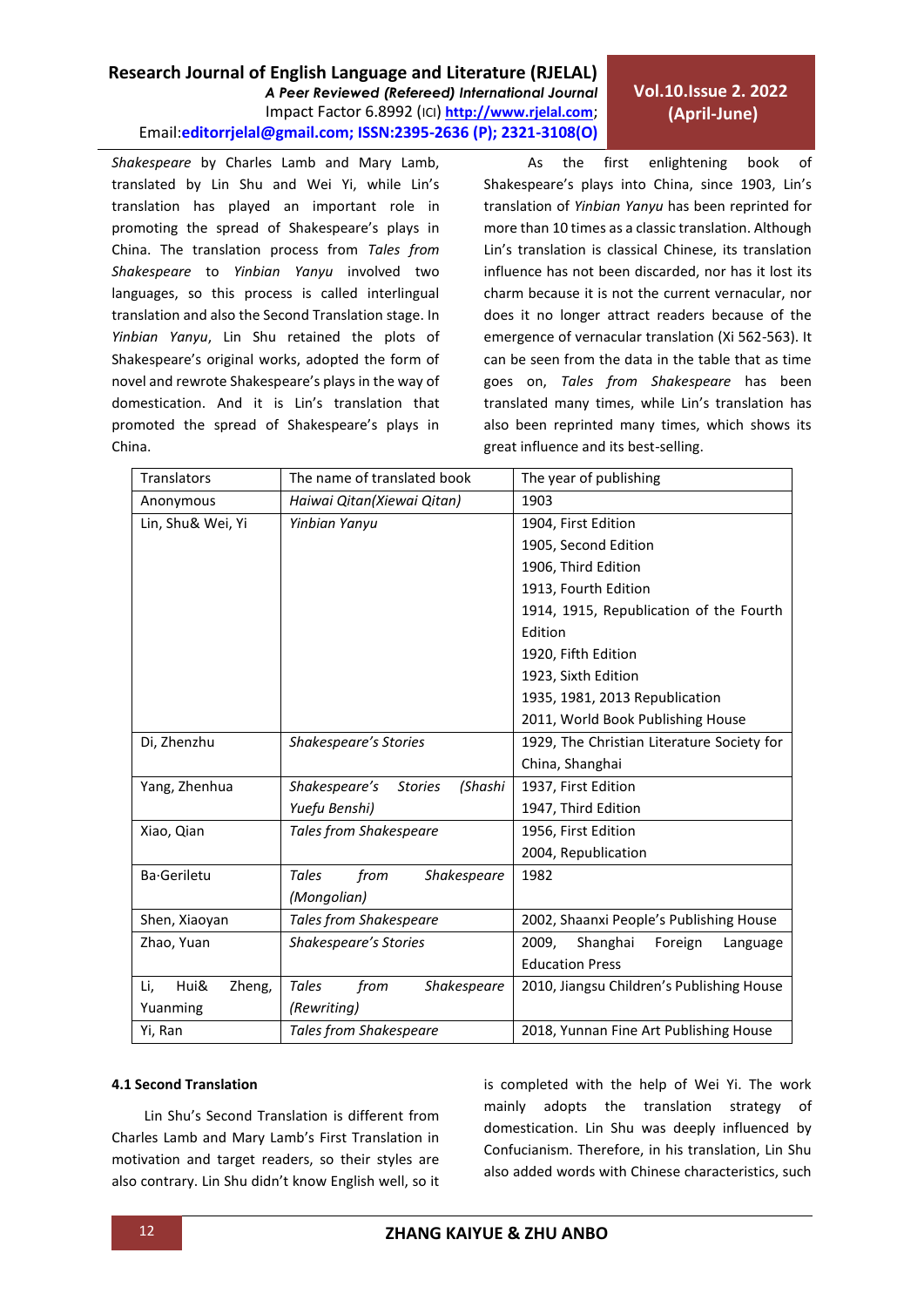*Shakespeare* by Charles Lamb and Mary Lamb, translated by Lin Shu and Wei Yi, while Lin's translation has played an important role in promoting the spread of Shakespeare's plays in China. The translation process from *Tales from Shakespeare* to *Yinbian Yanyu* involved two languages, so this process is called interlingual translation and also the Second Translation stage. In *Yinbian Yanyu*, Lin Shu retained the plots of Shakespeare's original works, adopted the form of novel and rewrote Shakespeare's plays in the way of domestication. And it is Lin's translation that promoted the spread of Shakespeare's plays in China.

As the first enlightening book of Shakespeare's plays into China, since 1903, Lin's translation of *Yinbian Yanyu* has been reprinted for more than 10 times as a classic translation. Although Lin's translation is classical Chinese, its translation influence has not been discarded, nor has it lost its charm because it is not the current vernacular, nor does it no longer attract readers because of the emergence of vernacular translation (Xi 562-563). It can be seen from the data in the table that as time goes on, *Tales from Shakespeare* has been translated many times, while Lin's translation has also been reprinted many times, which shows its great influence and its best-selling.

| Translators | The name of translated book | The year of publishing |
|---|---|---|
| Anonymous | *Haiwai Qitan(Xiewai Qitan)* | 1903 |
| Lin, Shu& Wei, Yi | *Yinbian Yanyu* | 1904, First Edition<br>1905, Second Edition<br>1906, Third Edition<br>1913, Fourth Edition<br>1914, 1915, Republication of the Fourth Edition<br>1920, Fifth Edition<br>1923, Sixth Edition<br>1935, 1981, 2013 Republication<br>2011, World Book Publishing House |
| Di, Zhenzhu | *Shakespeare's Stories* | 1929, The Christian Literature Society for China, Shanghai |
| Yang, Zhenhua | *Shakespeare's Stories (Shashi Yuefu Benshi)* | 1937, First Edition<br>1947, Third Edition |
| Xiao, Qian | *Tales from Shakespeare* | 1956, First Edition<br>2004, Republication |
| Ba·Geriletu | *Tales from Shakespeare (Mongolian)* | 1982 |
| Shen, Xiaoyan | *Tales from Shakespeare* | 2002, Shaanxi People's Publishing House |
| Zhao, Yuan | *Shakespeare's Stories* | 2009, Shanghai Foreign Language Education Press |
| Li, Hui& Zheng, Yuanming | *Tales from Shakespeare (Rewriting)* | 2010, Jiangsu Children's Publishing House |
| Yi, Ran | *Tales from Shakespeare* | 2018, Yunnan Fine Art Publishing House |

#### 4.1 Second Translation

Lin Shu's Second Translation is different from Charles Lamb and Mary Lamb's First Translation in motivation and target readers, so their styles are also contrary. Lin Shu didn't know English well, so it is completed with the help of Wei Yi. The work mainly adopts the translation strategy of domestication. Lin Shu was deeply influenced by Confucianism. Therefore, in his translation, Lin Shu also added words with Chinese characteristics, such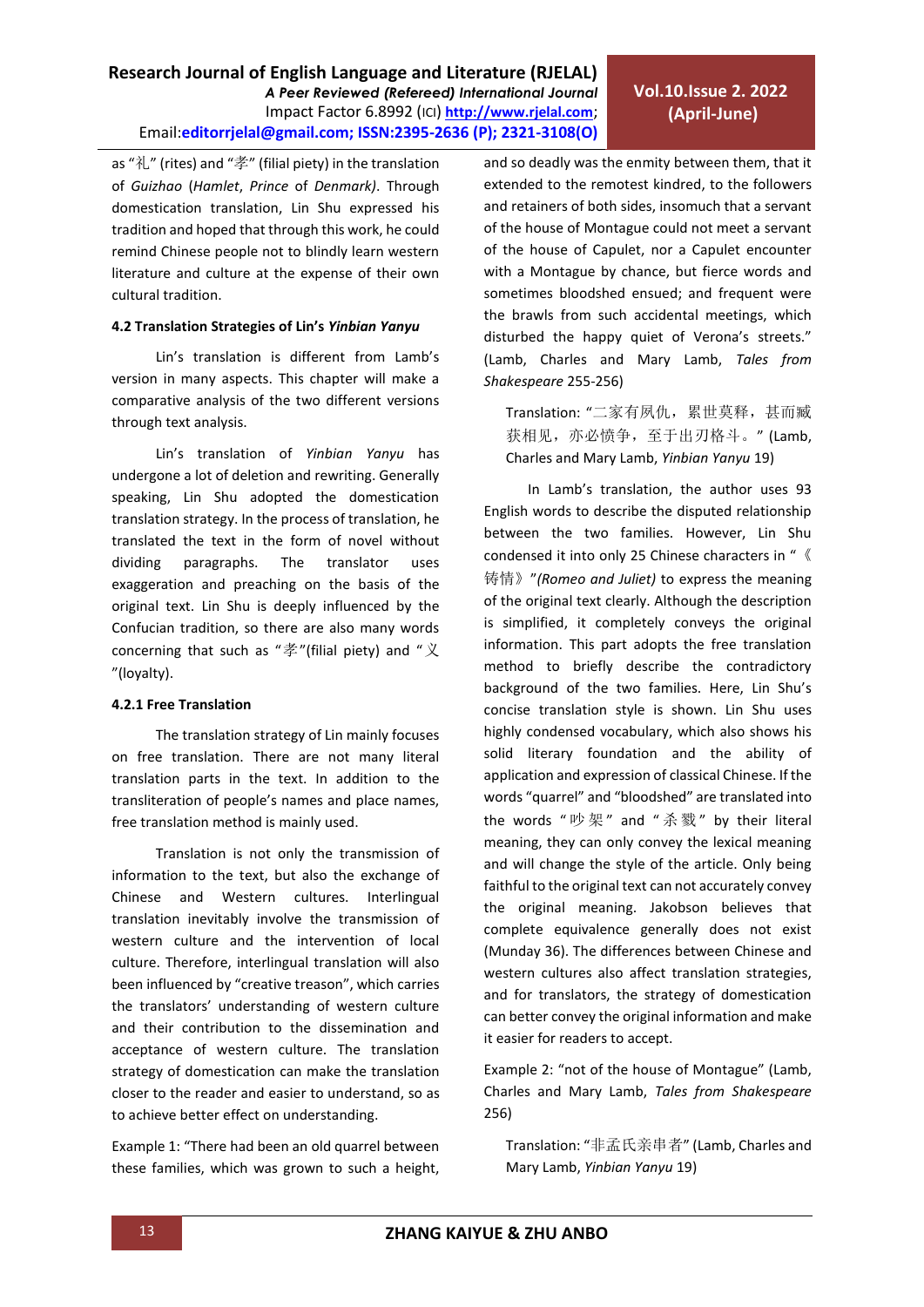as "礼" (rites) and "孝" (filial piety) in the translation of *Guizhao* (*Hamlet*, *Prince* of *Denmark*). Through domestication translation, Lin Shu expressed his tradition and hoped that through this work, he could remind Chinese people not to blindly learn western literature and culture at the expense of their own cultural tradition.

**4.2 Translation Strategies of Lin's *Yinbian Yanyu***

Lin's translation is different from Lamb's version in many aspects. This chapter will make a comparative analysis of the two different versions through text analysis.

Lin's translation of *Yinbian Yanyu* has undergone a lot of deletion and rewriting. Generally speaking, Lin Shu adopted the domestication translation strategy. In the process of translation, he translated the text in the form of novel without dividing paragraphs. The translator uses exaggeration and preaching on the basis of the original text. Lin Shu is deeply influenced by the Confucian tradition, so there are also many words concerning that such as "孝"(filial piety) and "义"(loyalty).

**4.2.1 Free Translation**

The translation strategy of Lin mainly focuses on free translation. There are not many literal translation parts in the text. In addition to the transliteration of people's names and place names, free translation method is mainly used.

Translation is not only the transmission of information to the text, but also the exchange of Chinese and Western cultures. Interlingual translation inevitably involve the transmission of western culture and the intervention of local culture. Therefore, interlingual translation will also been influenced by "creative treason", which carries the translators' understanding of western culture and their contribution to the dissemination and acceptance of western culture. The translation strategy of domestication can make the translation closer to the reader and easier to understand, so as to achieve better effect on understanding.

Example 1: "There had been an old quarrel between these families, which was grown to such a height, and so deadly was the enmity between them, that it extended to the remotest kindred, to the followers and retainers of both sides, insomuch that a servant of the house of Montague could not meet a servant of the house of Capulet, nor a Capulet encounter with a Montague by chance, but fierce words and sometimes bloodshed ensued; and frequent were the brawls from such accidental meetings, which disturbed the happy quiet of Verona's streets." (Lamb, Charles and Mary Lamb, *Tales from Shakespeare* 255-256)

> Translation: "二家有夙仇，累世莫释，甚而臧获相见，亦必愤争，至于出刃格斗。" (Lamb, Charles and Mary Lamb, *Yinbian Yanyu* 19)

In Lamb's translation, the author uses 93 English words to describe the disputed relationship between the two families. However, Lin Shu condensed it into only 25 Chinese characters in "《铸情》"*(Romeo and Juliet)* to express the meaning of the original text clearly. Although the description is simplified, it completely conveys the original information. This part adopts the free translation method to briefly describe the contradictory background of the two families. Here, Lin Shu's concise translation style is shown. Lin Shu uses highly condensed vocabulary, which also shows his solid literary foundation and the ability of application and expression of classical Chinese. If the words "quarrel" and "bloodshed" are translated into the words "吵架" and "杀戮" by their literal meaning, they can only convey the lexical meaning and will change the style of the article. Only being faithful to the original text can not accurately convey the original meaning. Jakobson believes that complete equivalence generally does not exist (Munday 36). The differences between Chinese and western cultures also affect translation strategies, and for translators, the strategy of domestication can better convey the original information and make it easier for readers to accept.

Example 2: "not of the house of Montague" (Lamb, Charles and Mary Lamb, *Tales from Shakespeare* 256)

> Translation: "非孟氏亲串者" (Lamb, Charles and Mary Lamb, *Yinbian Yanyu* 19)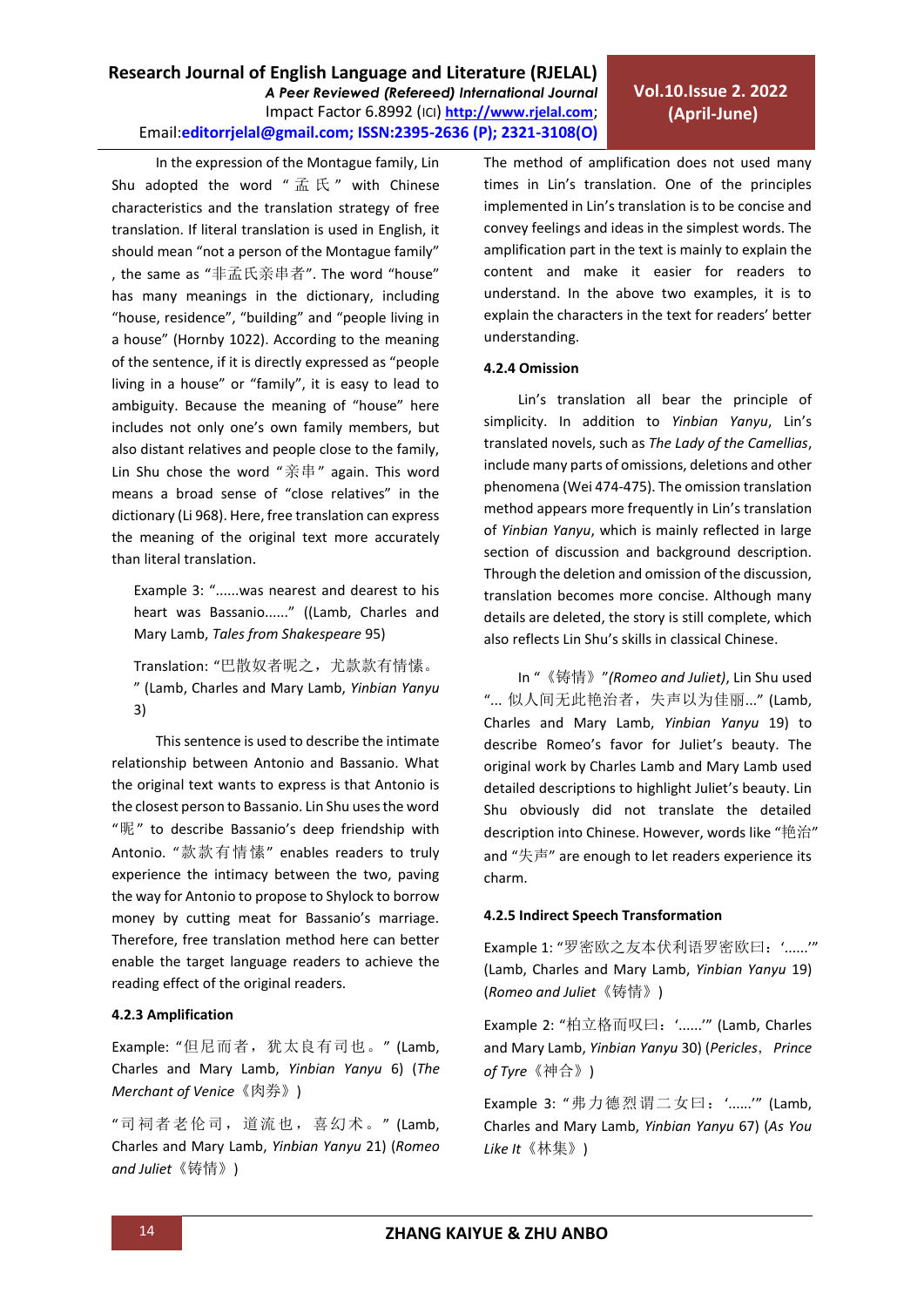In the expression of the Montague family, Lin Shu adopted the word "孟氏" with Chinese characteristics and the translation strategy of free translation. If literal translation is used in English, it should mean "not a person of the Montague family" , the same as "非孟氏亲串者". The word "house" has many meanings in the dictionary, including "house, residence", "building" and "people living in a house" (Hornby 1022). According to the meaning of the sentence, if it is directly expressed as "people living in a house" or "family", it is easy to lead to ambiguity. Because the meaning of "house" here includes not only one's own family members, but also distant relatives and people close to the family, Lin Shu chose the word "亲串" again. This word means a broad sense of "close relatives" in the dictionary (Li 968). Here, free translation can express the meaning of the original text more accurately than literal translation.

Example 3: "......was nearest and dearest to his heart was Bassanio......" ((Lamb, Charles and Mary Lamb, *Tales from Shakespeare* 95)

Translation: "巴散奴者昵之，尤款款有情愫。" (Lamb, Charles and Mary Lamb, *Yinbian Yanyu* 3)

This sentence is used to describe the intimate relationship between Antonio and Bassanio. What the original text wants to express is that Antonio is the closest person to Bassanio. Lin Shu uses the word "昵" to describe Bassanio's deep friendship with Antonio. "款款有情愫" enables readers to truly experience the intimacy between the two, paving the way for Antonio to propose to Shylock to borrow money by cutting meat for Bassanio's marriage. Therefore, free translation method here can better enable the target language readers to achieve the reading effect of the original readers.

#### 4.2.3 Amplification

Example: "但尼而者，犹太良有司也。" (Lamb, Charles and Mary Lamb, *Yinbian Yanyu* 6) (*The Merchant of Venice*《肉券》)

"司祠者老伦司，道流也，喜幻术。" (Lamb, Charles and Mary Lamb, *Yinbian Yanyu* 21) (*Romeo and Juliet*《铸情》)

The method of amplification does not used many times in Lin's translation. One of the principles implemented in Lin's translation is to be concise and convey feelings and ideas in the simplest words. The amplification part in the text is mainly to explain the content and make it easier for readers to understand. In the above two examples, it is to explain the characters in the text for readers' better understanding.

#### 4.2.4 Omission

Lin's translation all bear the principle of simplicity. In addition to *Yinbian Yanyu*, Lin's translated novels, such as *The Lady of the Camellias*, include many parts of omissions, deletions and other phenomena (Wei 474-475). The omission translation method appears more frequently in Lin's translation of *Yinbian Yanyu*, which is mainly reflected in large section of discussion and background description. Through the deletion and omission of the discussion, translation becomes more concise. Although many details are deleted, the story is still complete, which also reflects Lin Shu's skills in classical Chinese.

In "《铸情》"*(Romeo and Juliet)*, Lin Shu used "... 似人间无此艳治者，失声以为佳丽..." (Lamb, Charles and Mary Lamb, *Yinbian Yanyu* 19) to describe Romeo's favor for Juliet's beauty. The original work by Charles Lamb and Mary Lamb used detailed descriptions to highlight Juliet's beauty. Lin Shu obviously did not translate the detailed description into Chinese. However, words like "艳治" and "失声" are enough to let readers experience its charm.

#### 4.2.5 Indirect Speech Transformation

Example 1: "罗密欧之友本伏利语罗密欧曰：'......'" (Lamb, Charles and Mary Lamb, *Yinbian Yanyu* 19) (*Romeo and Juliet*《铸情》)

Example 2: "柏立格而叹曰：'......'" (Lamb, Charles and Mary Lamb, *Yinbian Yanyu* 30) (*Pericles*、*Prince of Tyre*《神合》)

Example 3: "弗力德烈谓二女曰：'......'" (Lamb, Charles and Mary Lamb, *Yinbian Yanyu* 67) (*As You Like It*《林集》)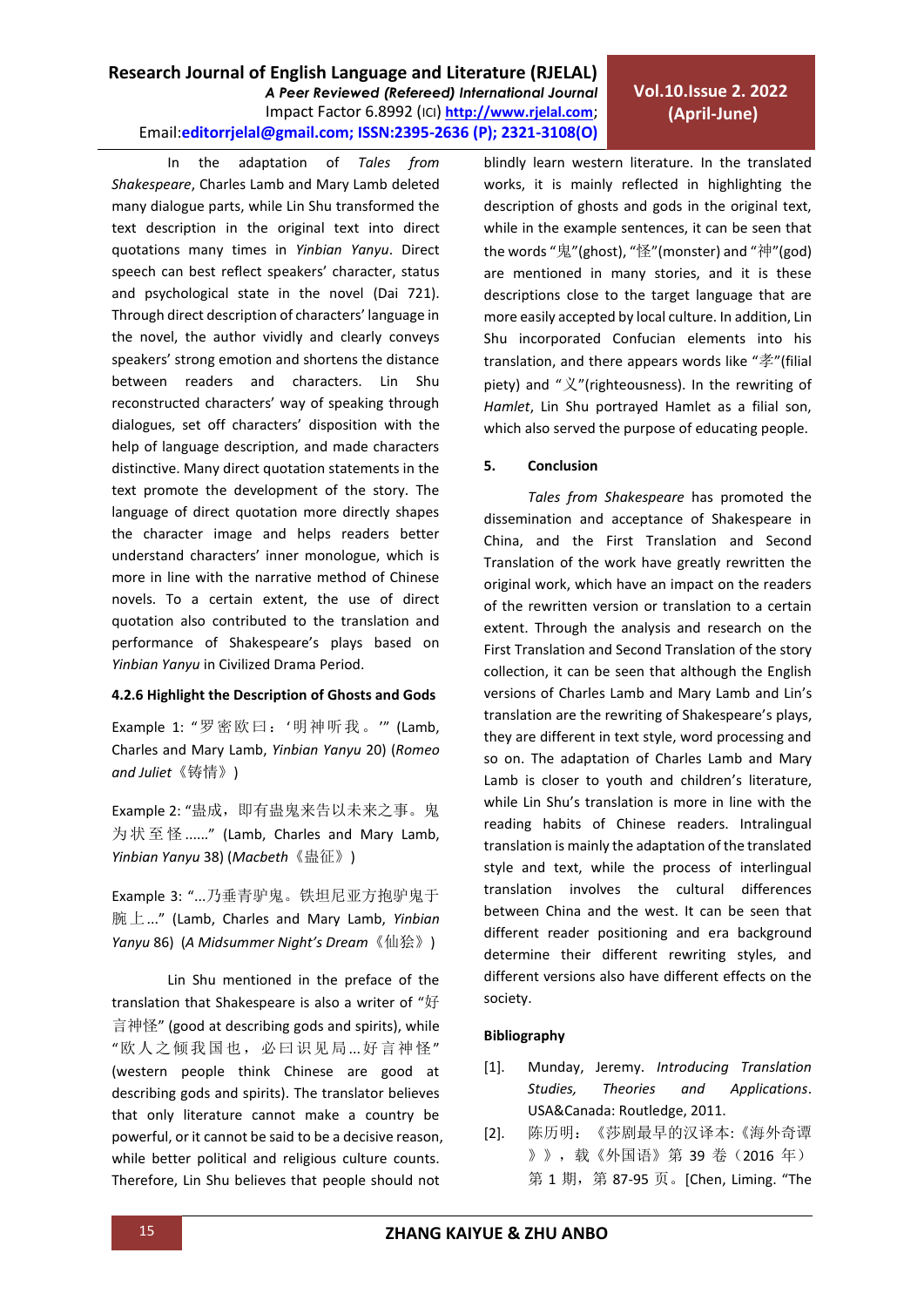In the adaptation of *Tales from Shakespeare*, Charles Lamb and Mary Lamb deleted many dialogue parts, while Lin Shu transformed the text description in the original text into direct quotations many times in *Yinbian Yanyu*. Direct speech can best reflect speakers' character, status and psychological state in the novel (Dai 721). Through direct description of characters' language in the novel, the author vividly and clearly conveys speakers' strong emotion and shortens the distance between readers and characters. Lin Shu reconstructed characters' way of speaking through dialogues, set off characters' disposition with the help of language description, and made characters distinctive. Many direct quotation statements in the text promote the development of the story. The language of direct quotation more directly shapes the character image and helps readers better understand characters' inner monologue, which is more in line with the narrative method of Chinese novels. To a certain extent, the use of direct quotation also contributed to the translation and performance of Shakespeare's plays based on *Yinbian Yanyu* in Civilized Drama Period.

#### 4.2.6 Highlight the Description of Ghosts and Gods

Example 1: "罗密欧曰：'明神将我。'" (Lamb, Charles and Mary Lamb, *Yinbian Yanyu* 20) (*Romeo and Juliet*《铸情》)

Example 2: "蛊成，即有蛊鬼来告以未来之事。鬼为状至怪......" (Lamb, Charles and Mary Lamb, *Yinbian Yanyu* 38) (*Macbeth*《蛊征》)

Example 3: "...乃垂青驴鬼。铁坦尼亚方抱驴鬼于腕上..." (Lamb, Charles and Mary Lamb, *Yinbian Yanyu* 86) (*A Midsummer Night's Dream*《仙狯》)

Lin Shu mentioned in the preface of the translation that Shakespeare is also a writer of "好言神怪" (good at describing gods and spirits), while "欧人之倾我国也，必曰识见局...好言神怪" (western people think Chinese are good at describing gods and spirits). The translator believes that only literature cannot make a country be powerful, or it cannot be said to be a decisive reason, while better political and religious culture counts. Therefore, Lin Shu believes that people should not blindly learn western literature. In the translated works, it is mainly reflected in highlighting the description of ghosts and gods in the original text, while in the example sentences, it can be seen that the words "鬼"(ghost), "怪"(monster) and "神"(god) are mentioned in many stories, and it is these descriptions close to the target language that are more easily accepted by local culture. In addition, Lin Shu incorporated Confucian elements into his translation, and there appears words like "孝"(filial piety) and "义"(righteousness). In the rewriting of *Hamlet*, Lin Shu portrayed Hamlet as a filial son, which also served the purpose of educating people.

## 5. Conclusion

*Tales from Shakespeare* has promoted the dissemination and acceptance of Shakespeare in China, and the First Translation and Second Translation of the work have greatly rewritten the original work, which have an impact on the readers of the rewritten version or translation to a certain extent. Through the analysis and research on the First Translation and Second Translation of the story collection, it can be seen that although the English versions of Charles Lamb and Mary Lamb and Lin's translation are the rewriting of Shakespeare's plays, they are different in text style, word processing and so on. The adaptation of Charles Lamb and Mary Lamb is closer to youth and children's literature, while Lin Shu's translation is more in line with the reading habits of Chinese readers. Intralingual translation is mainly the adaptation of the translated style and text, while the process of interlingual translation involves the cultural differences between China and the west. It can be seen that different reader positioning and era background determine their different rewriting styles, and different versions also have different effects on the society.

## Bibliography

[1]. Munday, Jeremy. *Introducing Translation Studies, Theories and Applications*. USA&Canada: Routledge, 2011.

[2]. 陈历明：《莎剧最早的汉译本:《海外奇谭》》，载《外国语》第 39 卷（2016 年）第 1 期，第 87-95 页。[Chen, Liming. "The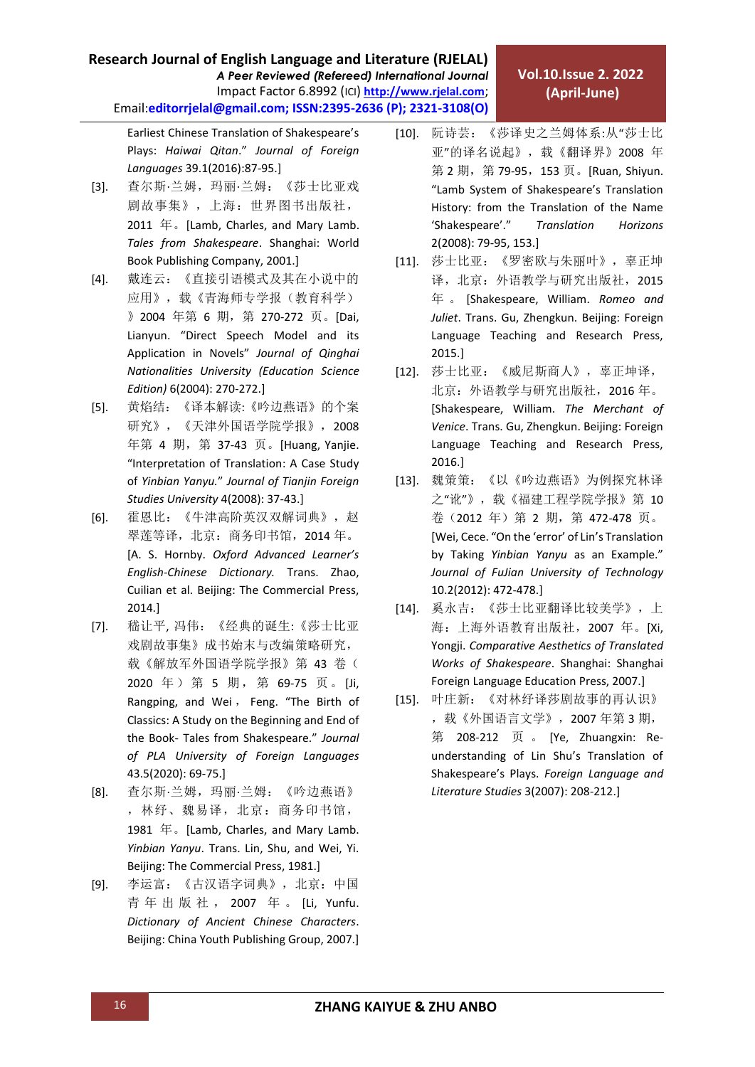Earliest Chinese Translation of Shakespeare's Plays: *Haiwai Qitan*." *Journal of Foreign Languages* 39.1(2016):87-95.]

[3]. 查尔斯·兰姆，玛丽·兰姆：《莎士比亚戏剧故事集》，上海：世界图书出版社，2011 年。[Lamb, Charles, and Mary Lamb. *Tales from Shakespeare*. Shanghai: World Book Publishing Company, 2001.]

[4]. 戴连云：《直接引语模式及其在小说中的应用》，载《青海师专学报（教育科学）》2004 年第 6 期，第 270-272 页。[Dai, Lianyun. "Direct Speech Model and its Application in Novels" *Journal of Qinghai Nationalities University (Education Science Edition)* 6(2004): 270-272.]

[5]. 黄焰结：《译本解读:《吟边燕语》的个案研究》，《天津外国语学院学报》，2008 年第 4 期，第 37-43 页。[Huang, Yanjie. "Interpretation of Translation: A Case Study of *Yinbian Yanyu*." *Journal of Tianjin Foreign Studies University* 4(2008): 37-43.]

[6]. 霍恩比：《牛津高阶英汉双解词典》，赵翠莲等译，北京：商务印书馆，2014 年。[A. S. Hornby. *Oxford Advanced Learner's English-Chinese Dictionary*. Trans. Zhao, Cuilian et al. Beijing: The Commercial Press, 2014.]

[7]. 嵇让平, 冯伟：《经典的诞生:《莎士比亚戏剧故事集》成书始末与改编策略研究，载《解放军外国语学院学报》第 43 卷（2020 年）第 5 期，第 69-75 页。[Ji, Rangping, and Wei，Feng. "The Birth of Classics: A Study on the Beginning and End of the Book- Tales from Shakespeare." *Journal of PLA University of Foreign Languages* 43.5(2020): 69-75.]

[8]. 查尔斯·兰姆，玛丽·兰姆：《吟边燕语》，林纾、魏易译，北京：商务印书馆，1981 年。[Lamb, Charles, and Mary Lamb. *Yinbian Yanyu*. Trans. Lin, Shu, and Wei, Yi. Beijing: The Commercial Press, 1981.]

[9]. 李运富：《古汉语字词典》，北京：中国青年出版社，2007 年。[Li, Yunfu. *Dictionary of Ancient Chinese Characters*. Beijing: China Youth Publishing Group, 2007.]

[10]. 阮诗芸：《莎译史之兰姆体系:从"莎士比亚"的译名说起》，载《翻译界》2008 年第 2 期，第 79-95，153 页。[Ruan, Shiyun. "Lamb System of Shakespeare's Translation History: from the Translation of the Name 'Shakespeare'." *Translation Horizons* 2(2008): 79-95, 153.]

[11]. 莎士比亚：《罗密欧与朱丽叶》，辜正坤译，北京：外语教学与研究出版社，2015 年。[Shakespeare, William. *Romeo and Juliet*. Trans. Gu, Zhengkun. Beijing: Foreign Language Teaching and Research Press, 2015.]

[12]. 莎士比亚：《威尼斯商人》，辜正坤译，北京：外语教学与研究出版社，2016 年。[Shakespeare, William. *The Merchant of Venice*. Trans. Gu, Zhengkun. Beijing: Foreign Language Teaching and Research Press, 2016.]

[13]. 魏策策：《以《吟边燕语》为例探究林译之"讹"》，载《福建工程学院学报》第 10 卷（2012 年）第 2 期，第 472-478 页。[Wei, Cece. "On the 'error' of Lin's Translation by Taking *Yinbian Yanyu* as an Example." *Journal of FuJian University of Technology* 10.2(2012): 472-478.]

[14]. 奚永吉：《莎士比亚翻译比较美学》，上海：上海外语教育出版社，2007 年。[Xi, Yongji. *Comparative Aesthetics of Translated Works of Shakespeare*. Shanghai: Shanghai Foreign Language Education Press, 2007.]

[15]. 叶庄新：《对林纾译莎剧故事的再认识》，载《外国语言文学》，2007 年第 3 期，第 208-212 页。[Ye, Zhuangxin: Re-understanding of Lin Shu's Translation of Shakespeare's Plays. *Foreign Language and Literature Studies* 3(2007): 208-212.]